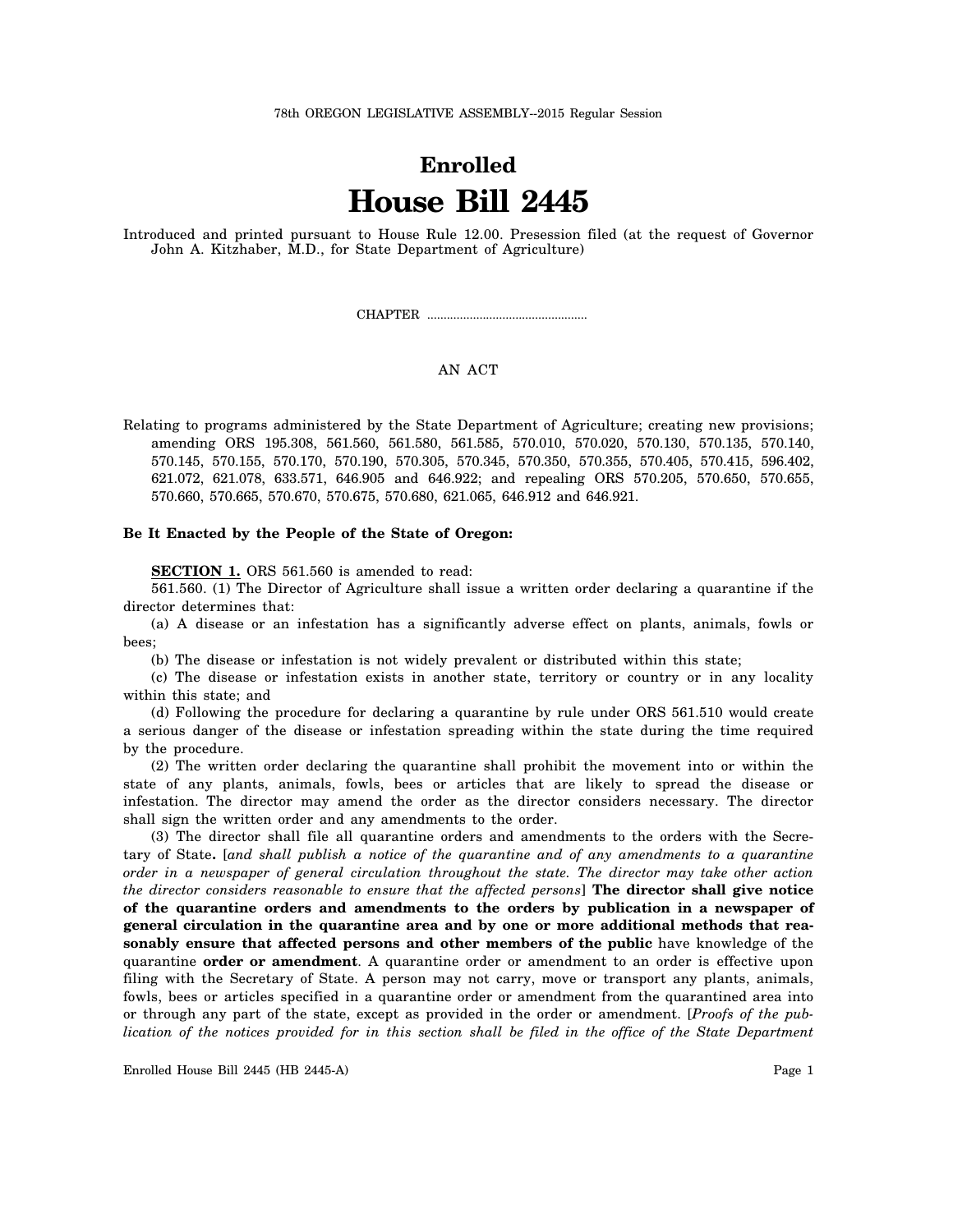78th OREGON LEGISLATIVE ASSEMBLY--2015 Regular Session

# Enrolled

# House Bill 2445

Introduced and printed pursuant to House Rule 12.00. Presession filed (at the request of Governor John A. Kitzhaber, M.D., for State Department of Agriculture)

CHAPTER ................................................

AN ACT

Relating to programs administered by the State Department of Agriculture; creating new provisions; amending ORS 195.308, 561.560, 561.580, 561.585, 570.010, 570.020, 570.130, 570.135, 570.140, 570.145, 570.155, 570.170, 570.190, 570.305, 570.345, 570.350, 570.355, 570.405, 570.415, 596.402, 621.072, 621.078, 633.571, 646.905 and 646.922; and repealing ORS 570.205, 570.650, 570.655, 570.660, 570.665, 570.670, 570.675, 570.680, 621.065, 646.912 and 646.921.

**Be It Enacted by the People of the State of Oregon:**

**SECTION 1.** ORS 561.560 is amended to read:

561.560. (1) The Director of Agriculture shall issue a written order declaring a quarantine if the director determines that:

(a) A disease or an infestation has a significantly adverse effect on plants, animals, fowls or bees;

(b) The disease or infestation is not widely prevalent or distributed within this state;

(c) The disease or infestation exists in another state, territory or country or in any locality within this state; and

(d) Following the procedure for declaring a quarantine by rule under ORS 561.510 would create a serious danger of the disease or infestation spreading within the state during the time required by the procedure.

(2) The written order declaring the quarantine shall prohibit the movement into or within the state of any plants, animals, fowls, bees or articles that are likely to spread the disease or infestation. The director may amend the order as the director considers necessary. The director shall sign the written order and any amendments to the order.

(3) The director shall file all quarantine orders and amendments to the orders with the Secretary of State**.** [*and shall publish a notice of the quarantine and of any amendments to a quarantine order in a newspaper of general circulation throughout the state. The director may take other action the director considers reasonable to ensure that the affected persons*] **The director shall give notice of the quarantine orders and amendments to the orders by publication in a newspaper of general circulation in the quarantine area and by one or more additional methods that reasonably ensure that affected persons and other members of the public** have knowledge of the quarantine **order or amendment**. A quarantine order or amendment to an order is effective upon filing with the Secretary of State. A person may not carry, move or transport any plants, animals, fowls, bees or articles specified in a quarantine order or amendment from the quarantined area into or through any part of the state, except as provided in the order or amendment. [*Proofs of the publication of the notices provided for in this section shall be filed in the office of the State Department*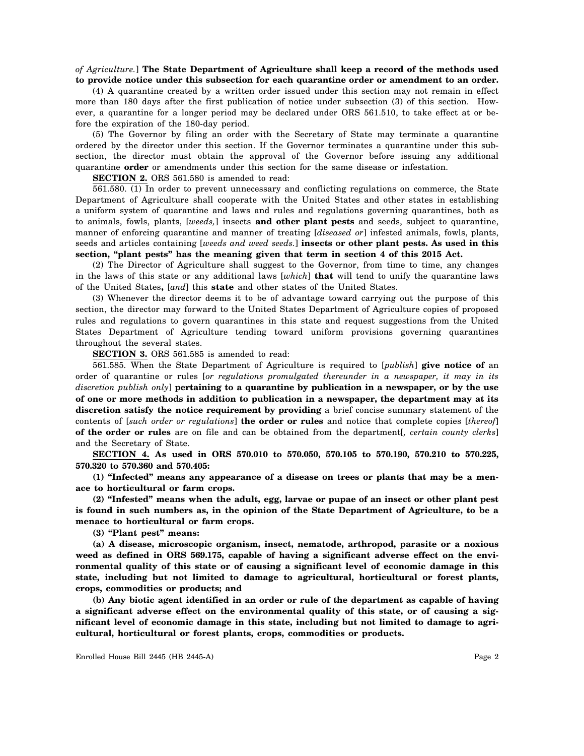*of Agriculture.*] **The State Department of Agriculture shall keep a record of the methods used to provide notice under this subsection for each quarantine order or amendment to an order.**

(4) A quarantine created by a written order issued under this section may not remain in effect more than 180 days after the first publication of notice under subsection (3) of this section. However, a quarantine for a longer period may be declared under ORS 561.510, to take effect at or before the expiration of the 180-day period.

(5) The Governor by filing an order with the Secretary of State may terminate a quarantine ordered by the director under this section. If the Governor terminates a quarantine under this subsection, the director must obtain the approval of the Governor before issuing any additional quarantine **order** or amendments under this section for the same disease or infestation.

**SECTION 2.** ORS 561.580 is amended to read:

561.580. (1) In order to prevent unnecessary and conflicting regulations on commerce, the State Department of Agriculture shall cooperate with the United States and other states in establishing a uniform system of quarantine and laws and rules and regulations governing quarantines, both as to animals, fowls, plants, [*weeds,*] insects **and other plant pests** and seeds, subject to quarantine, manner of enforcing quarantine and manner of treating [*diseased or*] infested animals, fowls, plants, seeds and articles containing [*weeds and weed seeds.*] **insects or other plant pests. As used in this section, "plant pests" has the meaning given that term in section 4 of this 2015 Act.**

(2) The Director of Agriculture shall suggest to the Governor, from time to time, any changes in the laws of this state or any additional laws [*which*] **that** will tend to unify the quarantine laws of the United States**,** [*and*] this **state** and other states of the United States.

(3) Whenever the director deems it to be of advantage toward carrying out the purpose of this section, the director may forward to the United States Department of Agriculture copies of proposed rules and regulations to govern quarantines in this state and request suggestions from the United States Department of Agriculture tending toward uniform provisions governing quarantines throughout the several states.

**SECTION 3.** ORS 561.585 is amended to read:

561.585. When the State Department of Agriculture is required to [*publish*] **give notice of** an order of quarantine or rules [*or regulations promulgated thereunder in a newspaper, it may in its discretion publish only*] **pertaining to a quarantine by publication in a newspaper, or by the use of one or more methods in addition to publication in a newspaper, the department may at its discretion satisfy the notice requirement by providing** a brief concise summary statement of the contents of [*such order or regulations*] **the order or rules** and notice that complete copies [*thereof*] **of the order or rules** are on file and can be obtained from the department[*, certain county clerks*] and the Secretary of State.

**SECTION 4. As used in ORS 570.010 to 570.050, 570.105 to 570.190, 570.210 to 570.225, 570.320 to 570.360 and 570.405:**

**(1) "Infected" means any appearance of a disease on trees or plants that may be a menace to horticultural or farm crops.**

**(2) "Infested" means when the adult, egg, larvae or pupae of an insect or other plant pest is found in such numbers as, in the opinion of the State Department of Agriculture, to be a menace to horticultural or farm crops.**

**(3) "Plant pest" means:**

**(a) A disease, microscopic organism, insect, nematode, arthropod, parasite or a noxious weed as defined in ORS 569.175, capable of having a significant adverse effect on the environmental quality of this state or of causing a significant level of economic damage in this state, including but not limited to damage to agricultural, horticultural or forest plants, crops, commodities or products; and**

**(b) Any biotic agent identified in an order or rule of the department as capable of having a significant adverse effect on the environmental quality of this state, or of causing a significant level of economic damage in this state, including but not limited to damage to agricultural, horticultural or forest plants, crops, commodities or products.**

Enrolled House Bill 2445 (HB 2445-A)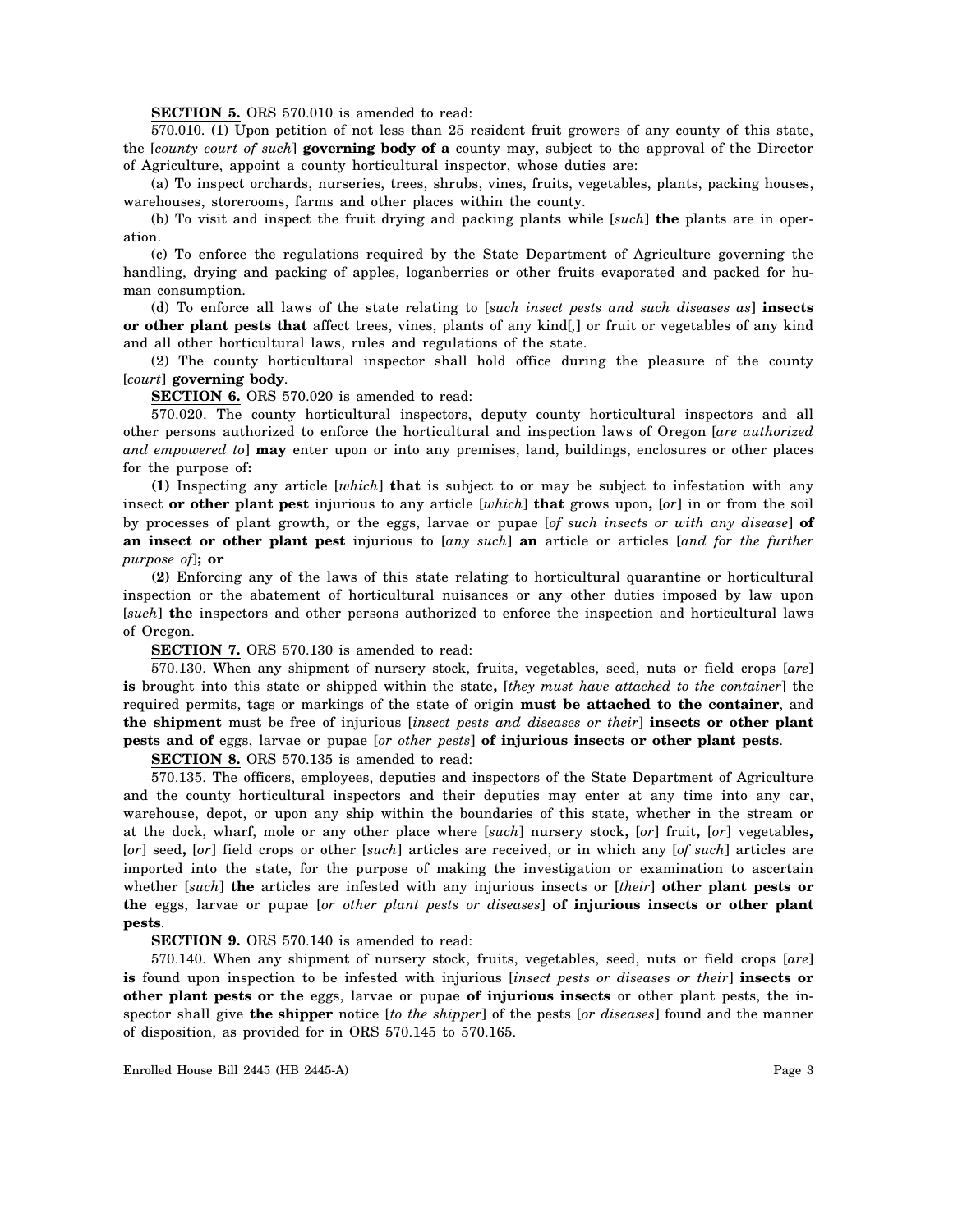**SECTION 5.** ORS 570.010 is amended to read:

570.010. (1) Upon petition of not less than 25 resident fruit growers of any county of this state, the [*county court of such*] **governing body of a** county may, subject to the approval of the Director of Agriculture, appoint a county horticultural inspector, whose duties are:

(a) To inspect orchards, nurseries, trees, shrubs, vines, fruits, vegetables, plants, packing houses, warehouses, storerooms, farms and other places within the county.

(b) To visit and inspect the fruit drying and packing plants while [*such*] **the** plants are in operation.

(c) To enforce the regulations required by the State Department of Agriculture governing the handling, drying and packing of apples, loganberries or other fruits evaporated and packed for human consumption.

(d) To enforce all laws of the state relating to [*such insect pests and such diseases as*] **insects or other plant pests that** affect trees, vines, plants of any kind[*,*] or fruit or vegetables of any kind and all other horticultural laws, rules and regulations of the state.

(2) The county horticultural inspector shall hold office during the pleasure of the county [*court*] **governing body**.

**SECTION 6.** ORS 570.020 is amended to read:

570.020. The county horticultural inspectors, deputy county horticultural inspectors and all other persons authorized to enforce the horticultural and inspection laws of Oregon [*are authorized and empowered to*] **may** enter upon or into any premises, land, buildings, enclosures or other places for the purpose of**:**

**(1)** Inspecting any article [*which*] **that** is subject to or may be subject to infestation with any insect **or other plant pest** injurious to any article [*which*] **that** grows upon**,** [*or*] in or from the soil by processes of plant growth, or the eggs, larvae or pupae [*of such insects or with any disease*] **of an insect or other plant pest** injurious to [*any such*] **an** article or articles [*and for the further purpose of*]**; or**

**(2)** Enforcing any of the laws of this state relating to horticultural quarantine or horticultural inspection or the abatement of horticultural nuisances or any other duties imposed by law upon [*such*] **the** inspectors and other persons authorized to enforce the inspection and horticultural laws of Oregon.

**SECTION 7.** ORS 570.130 is amended to read:

570.130. When any shipment of nursery stock, fruits, vegetables, seed, nuts or field crops [*are*] **is** brought into this state or shipped within the state**,** [*they must have attached to the container*] the required permits, tags or markings of the state of origin **must be attached to the container**, and **the shipment** must be free of injurious [*insect pests and diseases or their*] **insects or other plant pests and of** eggs, larvae or pupae [*or other pests*] **of injurious insects or other plant pests**.

**SECTION 8.** ORS 570.135 is amended to read:

570.135. The officers, employees, deputies and inspectors of the State Department of Agriculture and the county horticultural inspectors and their deputies may enter at any time into any car, warehouse, depot, or upon any ship within the boundaries of this state, whether in the stream or at the dock, wharf, mole or any other place where [*such*] nursery stock**,** [*or*] fruit**,** [*or*] vegetables**,** [*or*] seed**,** [*or*] field crops or other [*such*] articles are received, or in which any [*of such*] articles are imported into the state, for the purpose of making the investigation or examination to ascertain whether [*such*] **the** articles are infested with any injurious insects or [*their*] **other plant pests or the** eggs, larvae or pupae [*or other plant pests or diseases*] **of injurious insects or other plant pests**.

**SECTION 9.** ORS 570.140 is amended to read:

570.140. When any shipment of nursery stock, fruits, vegetables, seed, nuts or field crops [*are*] **is** found upon inspection to be infested with injurious [*insect pests or diseases or their*] **insects or other plant pests or the** eggs, larvae or pupae **of injurious insects** or other plant pests, the inspector shall give **the shipper** notice [*to the shipper*] of the pests [*or diseases*] found and the manner of disposition, as provided for in ORS 570.145 to 570.165.

Enrolled House Bill 2445 (HB 2445-A)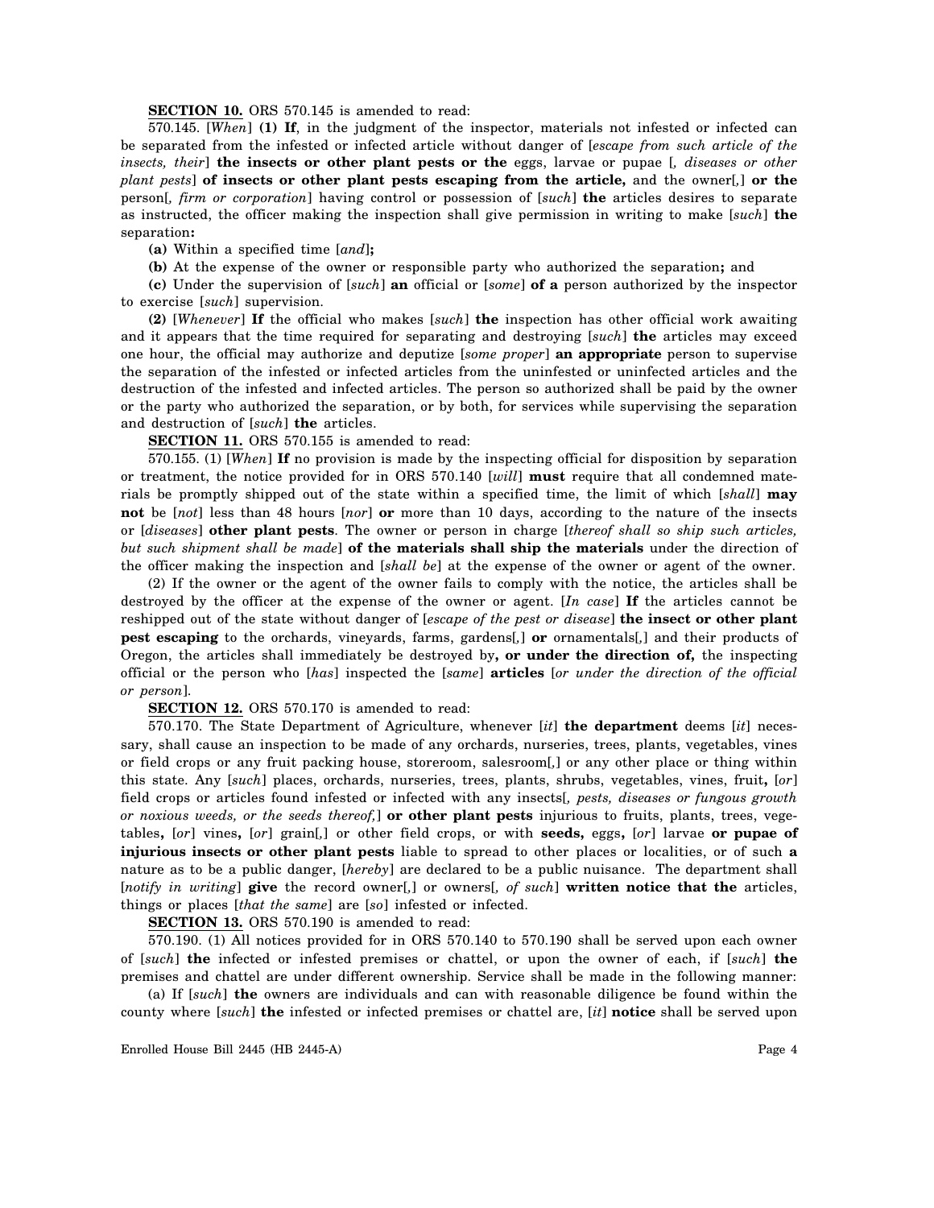**SECTION 10.** ORS 570.145 is amended to read:

570.145. [*When*] **(1) If**, in the judgment of the inspector, materials not infested or infected can be separated from the infested or infected article without danger of [*escape from such article of the insects, their*] **the insects or other plant pests or the** eggs, larvae or pupae [*, diseases or other plant pests*] **of insects or other plant pests escaping from the article,** and the owner[*,*] **or the** person[*, firm or corporation*] having control or possession of [*such*] **the** articles desires to separate as instructed, the officer making the inspection shall give permission in writing to make [*such*] **the** separation**:**

**(a)** Within a specified time [*and*]**;**

**(b)** At the expense of the owner or responsible party who authorized the separation**;** and

**(c)** Under the supervision of [*such*] **an** official or [*some*] **of a** person authorized by the inspector to exercise [*such*] supervision.

**(2)** [*Whenever*] **If** the official who makes [*such*] **the** inspection has other official work awaiting and it appears that the time required for separating and destroying [*such*] **the** articles may exceed one hour, the official may authorize and deputize [*some proper*] **an appropriate** person to supervise the separation of the infested or infected articles from the uninfested or uninfected articles and the destruction of the infested and infected articles. The person so authorized shall be paid by the owner or the party who authorized the separation, or by both, for services while supervising the separation and destruction of [*such*] **the** articles.

**SECTION 11.** ORS 570.155 is amended to read:

570.155. (1) [*When*] **If** no provision is made by the inspecting official for disposition by separation or treatment, the notice provided for in ORS 570.140 [*will*] **must** require that all condemned materials be promptly shipped out of the state within a specified time, the limit of which [*shall*] **may not** be [*not*] less than 48 hours [*nor*] **or** more than 10 days, according to the nature of the insects or [*diseases*] **other plant pests**. The owner or person in charge [*thereof shall so ship such articles, but such shipment shall be made*] **of the materials shall ship the materials** under the direction of the officer making the inspection and [*shall be*] at the expense of the owner or agent of the owner.

(2) If the owner or the agent of the owner fails to comply with the notice, the articles shall be destroyed by the officer at the expense of the owner or agent. [*In case*] **If** the articles cannot be reshipped out of the state without danger of [*escape of the pest or disease*] **the insect or other plant pest escaping** to the orchards, vineyards, farms, gardens[*,*] **or** ornamentals[*,*] and their products of Oregon, the articles shall immediately be destroyed by**, or under the direction of,** the inspecting official or the person who [*has*] inspected the [*same*] **articles** [*or under the direction of the official or person*].

**SECTION 12.** ORS 570.170 is amended to read:

570.170. The State Department of Agriculture, whenever [*it*] **the department** deems [*it*] necessary, shall cause an inspection to be made of any orchards, nurseries, trees, plants, vegetables, vines or field crops or any fruit packing house, storeroom, salesroom[*,*] or any other place or thing within this state. Any [*such*] places, orchards, nurseries, trees, plants, shrubs, vegetables, vines, fruit**,** [*or*] field crops or articles found infested or infected with any insects[*, pests, diseases or fungous growth or noxious weeds, or the seeds thereof,*] **or other plant pests** injurious to fruits, plants, trees, vegetables**,** [*or*] vines**,** [*or*] grain[*,*] or other field crops, or with **seeds,** eggs**,** [*or*] larvae **or pupae of injurious insects or other plant pests** liable to spread to other places or localities, or of such **a** nature as to be a public danger, [*hereby*] are declared to be a public nuisance. The department shall [*notify in writing*] **give** the record owner[*,*] or owners[*, of such*] **written notice that the** articles, things or places [*that the same*] are [*so*] infested or infected.

**SECTION 13.** ORS 570.190 is amended to read:

570.190. (1) All notices provided for in ORS 570.140 to 570.190 shall be served upon each owner of [*such*] **the** infected or infested premises or chattel, or upon the owner of each, if [*such*] **the** premises and chattel are under different ownership. Service shall be made in the following manner:

(a) If [*such*] **the** owners are individuals and can with reasonable diligence be found within the county where [*such*] **the** infested or infected premises or chattel are, [*it*] **notice** shall be served upon

Enrolled House Bill 2445 (HB 2445-A)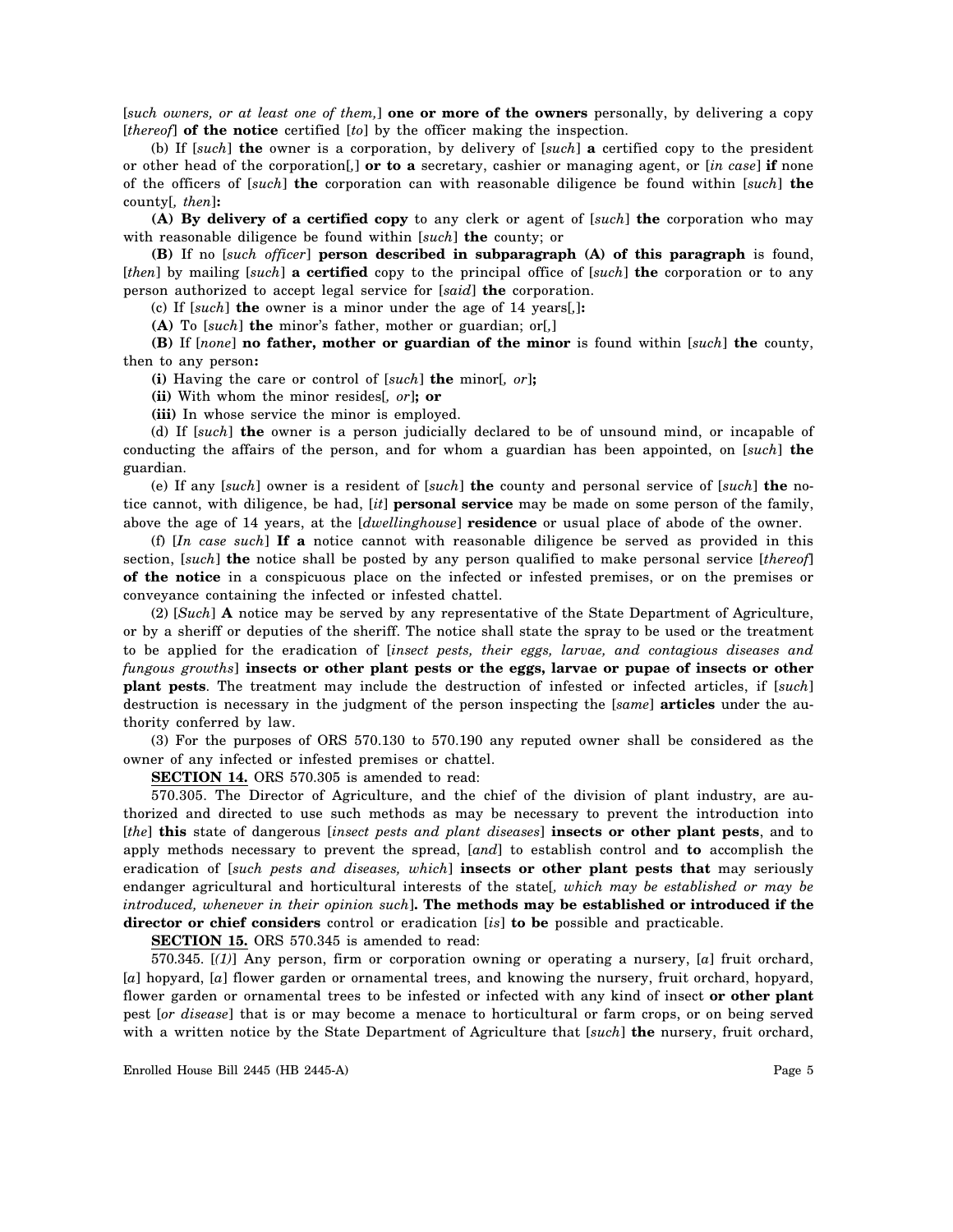[*such owners, or at least one of them,*] **one or more of the owners** personally, by delivering a copy [*thereof*] **of the notice** certified [*to*] by the officer making the inspection.

(b) If [*such*] **the** owner is a corporation, by delivery of [*such*] **a** certified copy to the president or other head of the corporation[*,*] **or to a** secretary, cashier or managing agent, or [*in case*] **if** none of the officers of [*such*] **the** corporation can with reasonable diligence be found within [*such*] **the** county[*, then*]**:**

**(A) By delivery of a certified copy** to any clerk or agent of [*such*] **the** corporation who may with reasonable diligence be found within [*such*] **the** county; or

**(B)** If no [*such officer*] **person described in subparagraph (A) of this paragraph** is found, [*then*] by mailing [*such*] **a certified** copy to the principal office of [*such*] **the** corporation or to any person authorized to accept legal service for [*said*] **the** corporation.

(c) If [*such*] **the** owner is a minor under the age of 14 years[*,*]**:**

**(A)** To [*such*] **the** minor's father, mother or guardian; or[*,*]

**(B)** If [*none*] **no father, mother or guardian of the minor** is found within [*such*] **the** county, then to any person**:**

**(i)** Having the care or control of [*such*] **the** minor[*, or*]**;**

**(ii)** With whom the minor resides[*, or*]**; or**

**(iii)** In whose service the minor is employed.

(d) If [*such*] **the** owner is a person judicially declared to be of unsound mind, or incapable of conducting the affairs of the person, and for whom a guardian has been appointed, on [*such*] **the** guardian.

(e) If any [*such*] owner is a resident of [*such*] **the** county and personal service of [*such*] **the** notice cannot, with diligence, be had, [*it*] **personal service** may be made on some person of the family, above the age of 14 years, at the [*dwellinghouse*] **residence** or usual place of abode of the owner.

(f) [*In case such*] **If a** notice cannot with reasonable diligence be served as provided in this section, [*such*] **the** notice shall be posted by any person qualified to make personal service [*thereof*] **of the notice** in a conspicuous place on the infected or infested premises, or on the premises or conveyance containing the infected or infested chattel.

(2) [*Such*] **A** notice may be served by any representative of the State Department of Agriculture, or by a sheriff or deputies of the sheriff. The notice shall state the spray to be used or the treatment to be applied for the eradication of [*insect pests, their eggs, larvae, and contagious diseases and fungous growths*] **insects or other plant pests or the eggs, larvae or pupae of insects or other plant pests**. The treatment may include the destruction of infested or infected articles, if [*such*] destruction is necessary in the judgment of the person inspecting the [*same*] **articles** under the authority conferred by law.

(3) For the purposes of ORS 570.130 to 570.190 any reputed owner shall be considered as the owner of any infected or infested premises or chattel.

**SECTION 14.** ORS 570.305 is amended to read:

570.305. The Director of Agriculture, and the chief of the division of plant industry, are authorized and directed to use such methods as may be necessary to prevent the introduction into [*the*] **this** state of dangerous [*insect pests and plant diseases*] **insects or other plant pests**, and to apply methods necessary to prevent the spread, [*and*] to establish control and **to** accomplish the eradication of [*such pests and diseases, which*] **insects or other plant pests that** may seriously endanger agricultural and horticultural interests of the state[*, which may be established or may be introduced, whenever in their opinion such*]**. The methods may be established or introduced if the director or chief considers** control or eradication [*is*] **to be** possible and practicable.

**SECTION 15.** ORS 570.345 is amended to read:

570.345. [*(1)*] Any person, firm or corporation owning or operating a nursery, [*a*] fruit orchard, [*a*] hopyard, [*a*] flower garden or ornamental trees, and knowing the nursery, fruit orchard, hopyard, flower garden or ornamental trees to be infested or infected with any kind of insect **or other plant** pest [*or disease*] that is or may become a menace to horticultural or farm crops, or on being served with a written notice by the State Department of Agriculture that [*such*] **the** nursery, fruit orchard,

Enrolled House Bill 2445 (HB 2445-A)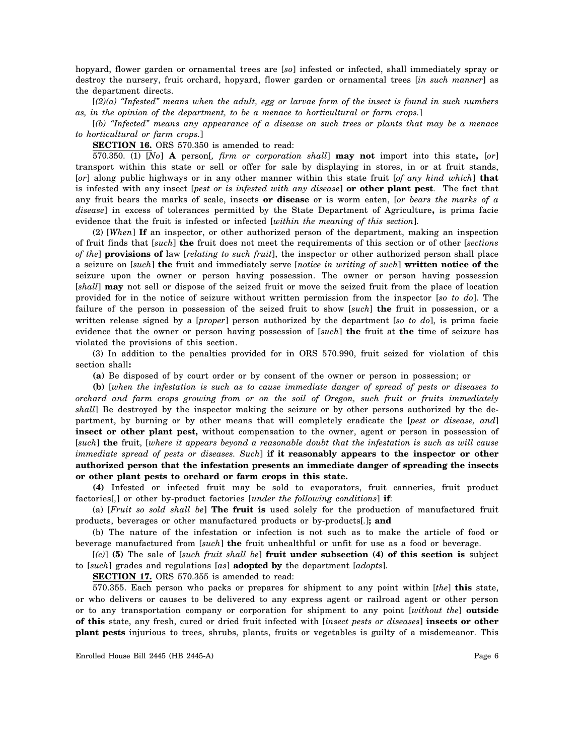hopyard, flower garden or ornamental trees are [*so*] infested or infected, shall immediately spray or destroy the nursery, fruit orchard, hopyard, flower garden or ornamental trees [*in such manner*] as the department directs.

[*(2)(a) "Infested" means when the adult, egg or larvae form of the insect is found in such numbers as, in the opinion of the department, to be a menace to horticultural or farm crops.*]

[*(b) "Infected" means any appearance of a disease on such trees or plants that may be a menace to horticultural or farm crops.*]

**SECTION 16.** ORS 570.350 is amended to read:

570.350. (1) [*No*] **A** person[*, firm or corporation shall*] **may not** import into this state**,** [*or*] transport within this state or sell or offer for sale by displaying in stores, in or at fruit stands, [*or*] along public highways or in any other manner within this state fruit [*of any kind which*] **that** is infested with any insect [*pest or is infested with any disease*] **or other plant pest**. The fact that any fruit bears the marks of scale, insects **or disease** or is worm eaten, [*or bears the marks of a disease*] in excess of tolerances permitted by the State Department of Agriculture**,** is prima facie evidence that the fruit is infested or infected [*within the meaning of this section*].

(2) [*When*] **If** an inspector, or other authorized person of the department, making an inspection of fruit finds that [*such*] **the** fruit does not meet the requirements of this section or of other [*sections of the*] **provisions of** law [*relating to such fruit*], the inspector or other authorized person shall place a seizure on [*such*] **the** fruit and immediately serve [*notice in writing of such*] **written notice of the** seizure upon the owner or person having possession. The owner or person having possession [*shall*] **may** not sell or dispose of the seized fruit or move the seized fruit from the place of location provided for in the notice of seizure without written permission from the inspector [*so to do*]. The failure of the person in possession of the seized fruit to show [*such*] **the** fruit in possession, or a written release signed by a [*proper*] person authorized by the department [*so to do*], is prima facie evidence that the owner or person having possession of [*such*] **the** fruit at **the** time of seizure has violated the provisions of this section.

(3) In addition to the penalties provided for in ORS 570.990, fruit seized for violation of this section shall**:**

**(a)** Be disposed of by court order or by consent of the owner or person in possession; or

**(b)** [*when the infestation is such as to cause immediate danger of spread of pests or diseases to orchard and farm crops growing from or on the soil of Oregon, such fruit or fruits immediately shall*] Be destroyed by the inspector making the seizure or by other persons authorized by the department, by burning or by other means that will completely eradicate the [*pest or disease, and*] **insect or other plant pest,** without compensation to the owner, agent or person in possession of [*such*] **the** fruit, [*where it appears beyond a reasonable doubt that the infestation is such as will cause immediate spread of pests or diseases. Such*] **if it reasonably appears to the inspector or other authorized person that the infestation presents an immediate danger of spreading the insects or other plant pests to orchard or farm crops in this state.**

**(4)** Infested or infected fruit may be sold to evaporators, fruit canneries, fruit product factories[*,*] or other by-product factories [*under the following conditions*] **if**:

(a) [*Fruit so sold shall be*] **The fruit is** used solely for the production of manufactured fruit products, beverages or other manufactured products or by-products[*.*]**; and**

(b) The nature of the infestation or infection is not such as to make the article of food or beverage manufactured from [*such*] **the** fruit unhealthful or unfit for use as a food or beverage.

[*(c)*] **(5)** The sale of [*such fruit shall be*] **fruit under subsection (4) of this section is** subject to [*such*] grades and regulations [*as*] **adopted by** the department [*adopts*].

**SECTION 17.** ORS 570.355 is amended to read:

570.355. Each person who packs or prepares for shipment to any point within [*the*] **this** state, or who delivers or causes to be delivered to any express agent or railroad agent or other person or to any transportation company or corporation for shipment to any point [*without the*] **outside of this** state, any fresh, cured or dried fruit infected with [*insect pests or diseases*] **insects or other plant pests** injurious to trees, shrubs, plants, fruits or vegetables is guilty of a misdemeanor. This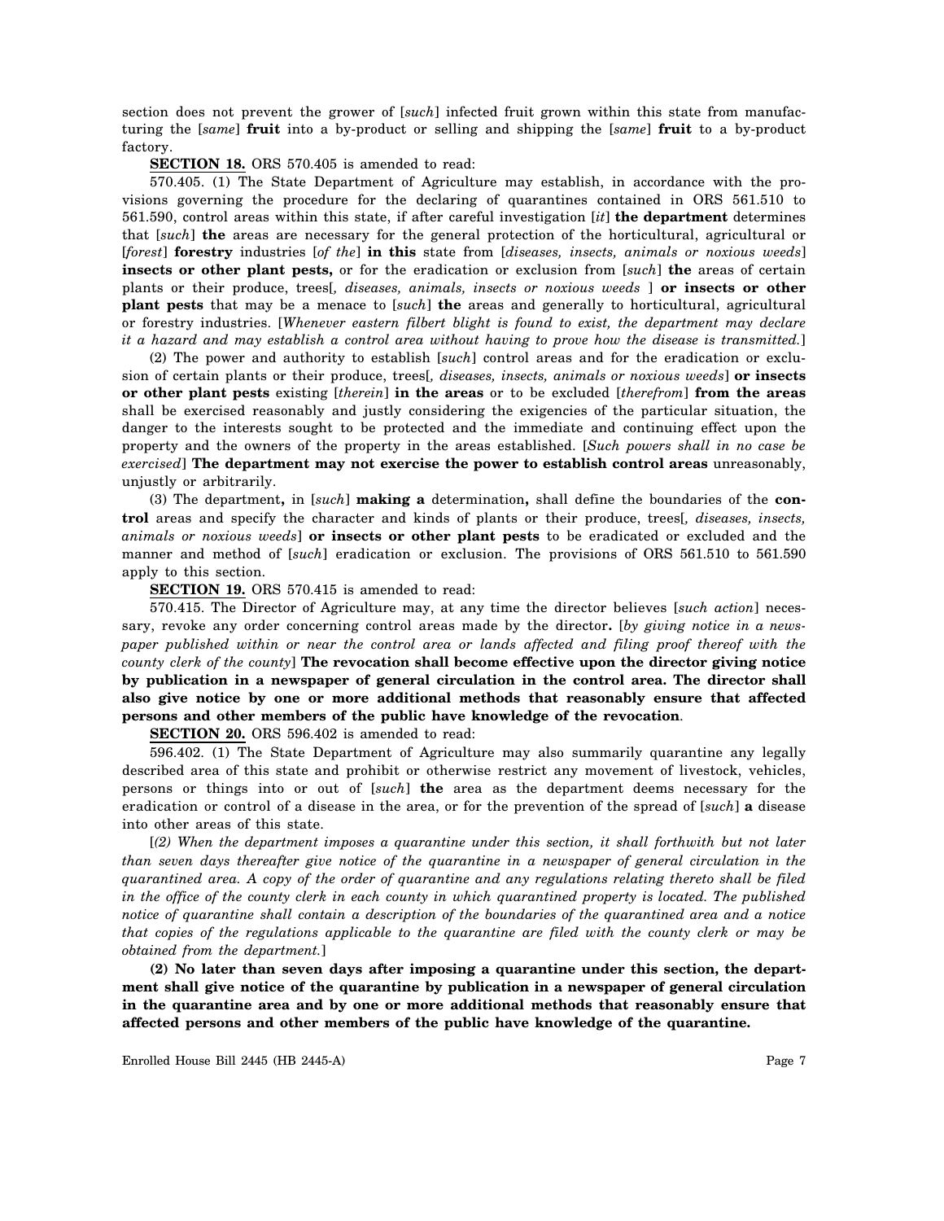section does not prevent the grower of [*such*] infected fruit grown within this state from manufacturing the [*same*] **fruit** into a by-product or selling and shipping the [*same*] **fruit** to a by-product factory.

**SECTION 18.** ORS 570.405 is amended to read:

570.405. (1) The State Department of Agriculture may establish, in accordance with the provisions governing the procedure for the declaring of quarantines contained in ORS 561.510 to 561.590, control areas within this state, if after careful investigation [*it*] **the department** determines that [*such*] **the** areas are necessary for the general protection of the horticultural, agricultural or [*forest*] **forestry** industries [*of the*] **in this** state from [*diseases, insects, animals or noxious weeds*] **insects or other plant pests,** or for the eradication or exclusion from [*such*] **the** areas of certain plants or their produce, trees[*, diseases, animals, insects or noxious weeds* ] **or insects or other plant pests** that may be a menace to [*such*] **the** areas and generally to horticultural, agricultural or forestry industries. [*Whenever eastern filbert blight is found to exist, the department may declare it a hazard and may establish a control area without having to prove how the disease is transmitted.*]

(2) The power and authority to establish [*such*] control areas and for the eradication or exclusion of certain plants or their produce, trees[*, diseases, insects, animals or noxious weeds*] **or insects or other plant pests** existing [*therein*] **in the areas** or to be excluded [*therefrom*] **from the areas** shall be exercised reasonably and justly considering the exigencies of the particular situation, the danger to the interests sought to be protected and the immediate and continuing effect upon the property and the owners of the property in the areas established. [*Such powers shall in no case be exercised*] **The department may not exercise the power to establish control areas** unreasonably, unjustly or arbitrarily.

(3) The department**,** in [*such*] **making a** determination**,** shall define the boundaries of the **control** areas and specify the character and kinds of plants or their produce, trees[*, diseases, insects, animals or noxious weeds*] **or insects or other plant pests** to be eradicated or excluded and the manner and method of [*such*] eradication or exclusion. The provisions of ORS 561.510 to 561.590 apply to this section.

**SECTION 19.** ORS 570.415 is amended to read:

570.415. The Director of Agriculture may, at any time the director believes [*such action*] necessary, revoke any order concerning control areas made by the director**.** [*by giving notice in a newspaper published within or near the control area or lands affected and filing proof thereof with the county clerk of the county*] **The revocation shall become effective upon the director giving notice by publication in a newspaper of general circulation in the control area. The director shall also give notice by one or more additional methods that reasonably ensure that affected persons and other members of the public have knowledge of the revocation**.

**SECTION 20.** ORS 596.402 is amended to read:

596.402. (1) The State Department of Agriculture may also summarily quarantine any legally described area of this state and prohibit or otherwise restrict any movement of livestock, vehicles, persons or things into or out of [*such*] **the** area as the department deems necessary for the eradication or control of a disease in the area, or for the prevention of the spread of [*such*] **a** disease into other areas of this state.

[*(2) When the department imposes a quarantine under this section, it shall forthwith but not later than seven days thereafter give notice of the quarantine in a newspaper of general circulation in the quarantined area. A copy of the order of quarantine and any regulations relating thereto shall be filed in the office of the county clerk in each county in which quarantined property is located. The published notice of quarantine shall contain a description of the boundaries of the quarantined area and a notice that copies of the regulations applicable to the quarantine are filed with the county clerk or may be obtained from the department.*]

**(2) No later than seven days after imposing a quarantine under this section, the department shall give notice of the quarantine by publication in a newspaper of general circulation in the quarantine area and by one or more additional methods that reasonably ensure that affected persons and other members of the public have knowledge of the quarantine.**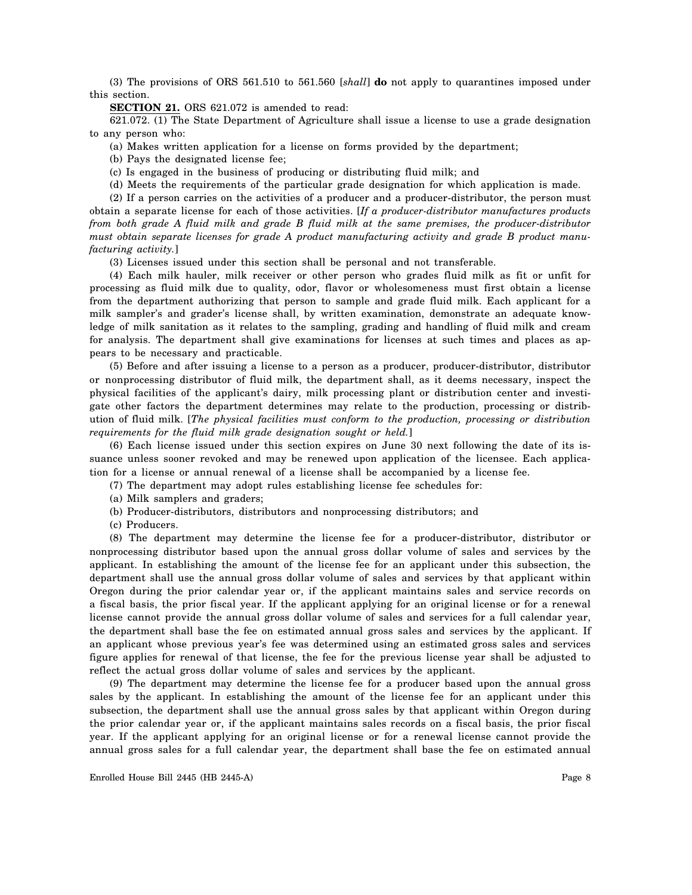(3) The provisions of ORS 561.510 to 561.560 [*shall*] **do** not apply to quarantines imposed under this section.

**SECTION 21.** ORS 621.072 is amended to read:

621.072. (1) The State Department of Agriculture shall issue a license to use a grade designation to any person who:

(a) Makes written application for a license on forms provided by the department;

(b) Pays the designated license fee;

(c) Is engaged in the business of producing or distributing fluid milk; and

(d) Meets the requirements of the particular grade designation for which application is made.

(2) If a person carries on the activities of a producer and a producer-distributor, the person must obtain a separate license for each of those activities. [*If a producer-distributor manufactures products from both grade A fluid milk and grade B fluid milk at the same premises, the producer-distributor must obtain separate licenses for grade A product manufacturing activity and grade B product manufacturing activity.*]

(3) Licenses issued under this section shall be personal and not transferable.

(4) Each milk hauler, milk receiver or other person who grades fluid milk as fit or unfit for processing as fluid milk due to quality, odor, flavor or wholesomeness must first obtain a license from the department authorizing that person to sample and grade fluid milk. Each applicant for a milk sampler's and grader's license shall, by written examination, demonstrate an adequate knowledge of milk sanitation as it relates to the sampling, grading and handling of fluid milk and cream for analysis. The department shall give examinations for licenses at such times and places as appears to be necessary and practicable.

(5) Before and after issuing a license to a person as a producer, producer-distributor, distributor or nonprocessing distributor of fluid milk, the department shall, as it deems necessary, inspect the physical facilities of the applicant's dairy, milk processing plant or distribution center and investigate other factors the department determines may relate to the production, processing or distribution of fluid milk. [*The physical facilities must conform to the production, processing or distribution requirements for the fluid milk grade designation sought or held.*]

(6) Each license issued under this section expires on June 30 next following the date of its issuance unless sooner revoked and may be renewed upon application of the licensee. Each application for a license or annual renewal of a license shall be accompanied by a license fee.

(7) The department may adopt rules establishing license fee schedules for:

(a) Milk samplers and graders;

(b) Producer-distributors, distributors and nonprocessing distributors; and

(c) Producers.

(8) The department may determine the license fee for a producer-distributor, distributor or nonprocessing distributor based upon the annual gross dollar volume of sales and services by the applicant. In establishing the amount of the license fee for an applicant under this subsection, the department shall use the annual gross dollar volume of sales and services by that applicant within Oregon during the prior calendar year or, if the applicant maintains sales and service records on a fiscal basis, the prior fiscal year. If the applicant applying for an original license or for a renewal license cannot provide the annual gross dollar volume of sales and services for a full calendar year, the department shall base the fee on estimated annual gross sales and services by the applicant. If an applicant whose previous year's fee was determined using an estimated gross sales and services figure applies for renewal of that license, the fee for the previous license year shall be adjusted to reflect the actual gross dollar volume of sales and services by the applicant.

(9) The department may determine the license fee for a producer based upon the annual gross sales by the applicant. In establishing the amount of the license fee for an applicant under this subsection, the department shall use the annual gross sales by that applicant within Oregon during the prior calendar year or, if the applicant maintains sales records on a fiscal basis, the prior fiscal year. If the applicant applying for an original license or for a renewal license cannot provide the annual gross sales for a full calendar year, the department shall base the fee on estimated annual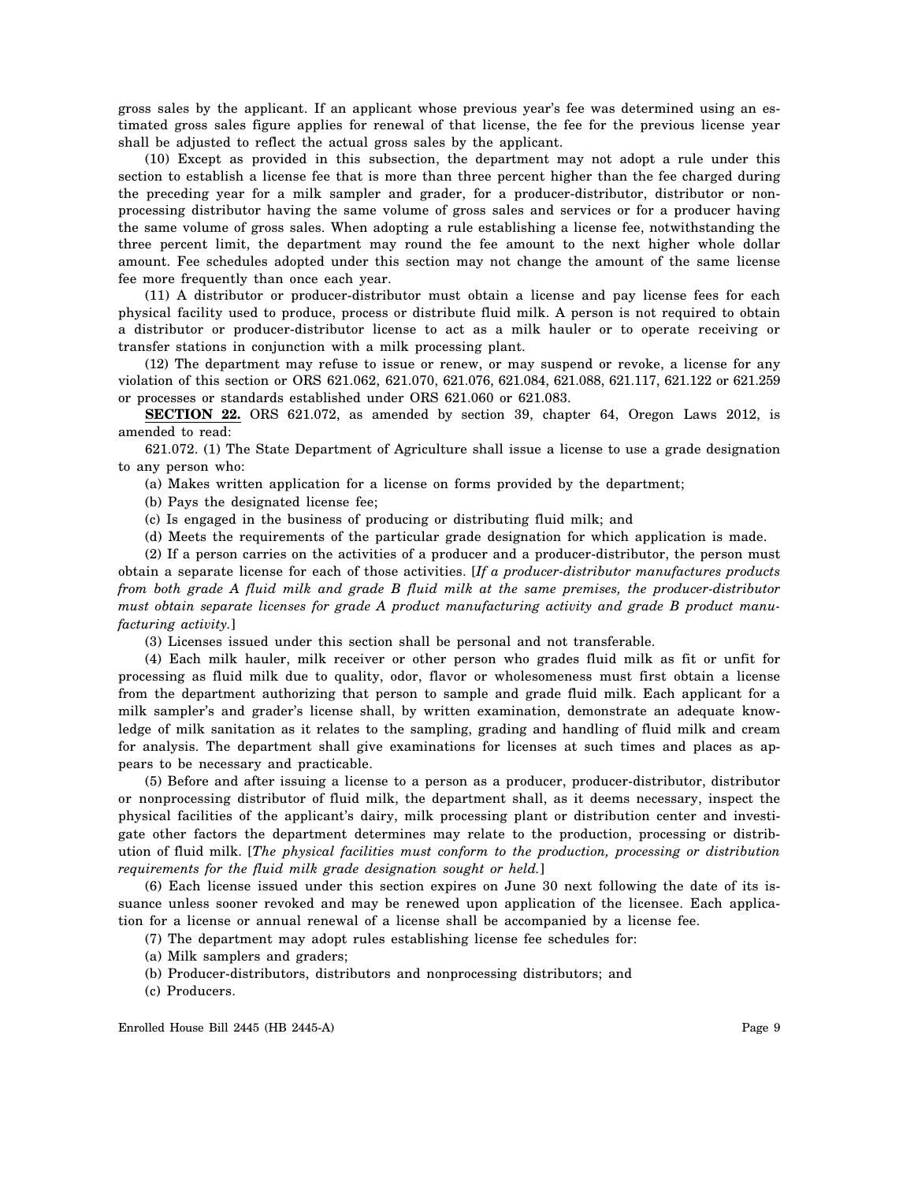gross sales by the applicant. If an applicant whose previous year's fee was determined using an estimated gross sales figure applies for renewal of that license, the fee for the previous license year shall be adjusted to reflect the actual gross sales by the applicant.

(10) Except as provided in this subsection, the department may not adopt a rule under this section to establish a license fee that is more than three percent higher than the fee charged during the preceding year for a milk sampler and grader, for a producer-distributor, distributor or nonprocessing distributor having the same volume of gross sales and services or for a producer having the same volume of gross sales. When adopting a rule establishing a license fee, notwithstanding the three percent limit, the department may round the fee amount to the next higher whole dollar amount. Fee schedules adopted under this section may not change the amount of the same license fee more frequently than once each year.

(11) A distributor or producer-distributor must obtain a license and pay license fees for each physical facility used to produce, process or distribute fluid milk. A person is not required to obtain a distributor or producer-distributor license to act as a milk hauler or to operate receiving or transfer stations in conjunction with a milk processing plant.

(12) The department may refuse to issue or renew, or may suspend or revoke, a license for any violation of this section or ORS 621.062, 621.070, 621.076, 621.084, 621.088, 621.117, 621.122 or 621.259 or processes or standards established under ORS 621.060 or 621.083.

**SECTION 22.** ORS 621.072, as amended by section 39, chapter 64, Oregon Laws 2012, is amended to read:

621.072. (1) The State Department of Agriculture shall issue a license to use a grade designation to any person who:

(a) Makes written application for a license on forms provided by the department;

(b) Pays the designated license fee;

(c) Is engaged in the business of producing or distributing fluid milk; and

(d) Meets the requirements of the particular grade designation for which application is made.

(2) If a person carries on the activities of a producer and a producer-distributor, the person must obtain a separate license for each of those activities. [*If a producer-distributor manufactures products from both grade A fluid milk and grade B fluid milk at the same premises, the producer-distributor must obtain separate licenses for grade A product manufacturing activity and grade B product manufacturing activity.*]

(3) Licenses issued under this section shall be personal and not transferable.

(4) Each milk hauler, milk receiver or other person who grades fluid milk as fit or unfit for processing as fluid milk due to quality, odor, flavor or wholesomeness must first obtain a license from the department authorizing that person to sample and grade fluid milk. Each applicant for a milk sampler's and grader's license shall, by written examination, demonstrate an adequate knowledge of milk sanitation as it relates to the sampling, grading and handling of fluid milk and cream for analysis. The department shall give examinations for licenses at such times and places as appears to be necessary and practicable.

(5) Before and after issuing a license to a person as a producer, producer-distributor, distributor or nonprocessing distributor of fluid milk, the department shall, as it deems necessary, inspect the physical facilities of the applicant's dairy, milk processing plant or distribution center and investigate other factors the department determines may relate to the production, processing or distribution of fluid milk. [*The physical facilities must conform to the production, processing or distribution requirements for the fluid milk grade designation sought or held.*]

(6) Each license issued under this section expires on June 30 next following the date of its issuance unless sooner revoked and may be renewed upon application of the licensee. Each application for a license or annual renewal of a license shall be accompanied by a license fee.

(7) The department may adopt rules establishing license fee schedules for:

(a) Milk samplers and graders;

(b) Producer-distributors, distributors and nonprocessing distributors; and

(c) Producers.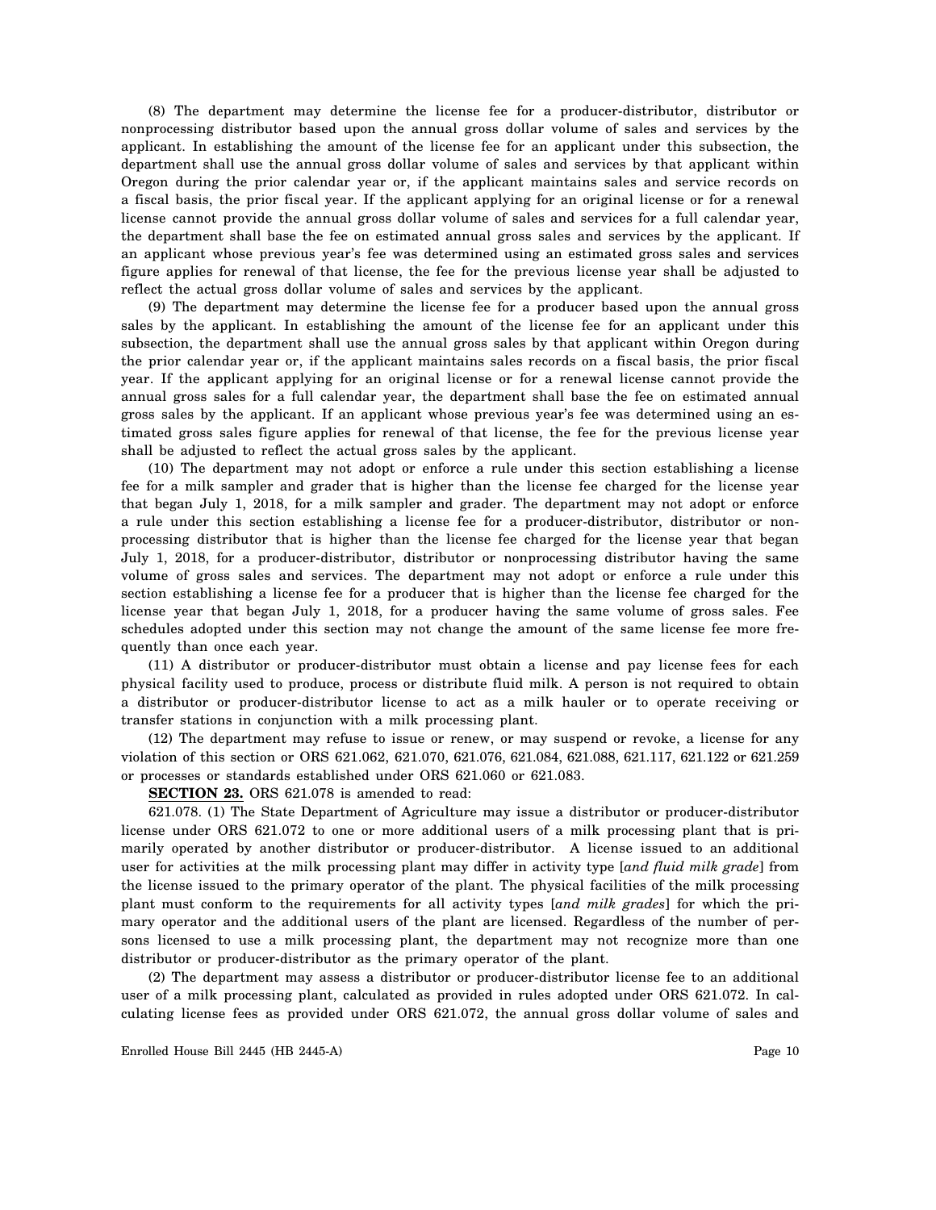(8) The department may determine the license fee for a producer-distributor, distributor or nonprocessing distributor based upon the annual gross dollar volume of sales and services by the applicant. In establishing the amount of the license fee for an applicant under this subsection, the department shall use the annual gross dollar volume of sales and services by that applicant within Oregon during the prior calendar year or, if the applicant maintains sales and service records on a fiscal basis, the prior fiscal year. If the applicant applying for an original license or for a renewal license cannot provide the annual gross dollar volume of sales and services for a full calendar year, the department shall base the fee on estimated annual gross sales and services by the applicant. If an applicant whose previous year's fee was determined using an estimated gross sales and services figure applies for renewal of that license, the fee for the previous license year shall be adjusted to reflect the actual gross dollar volume of sales and services by the applicant.

(9) The department may determine the license fee for a producer based upon the annual gross sales by the applicant. In establishing the amount of the license fee for an applicant under this subsection, the department shall use the annual gross sales by that applicant within Oregon during the prior calendar year or, if the applicant maintains sales records on a fiscal basis, the prior fiscal year. If the applicant applying for an original license or for a renewal license cannot provide the annual gross sales for a full calendar year, the department shall base the fee on estimated annual gross sales by the applicant. If an applicant whose previous year's fee was determined using an estimated gross sales figure applies for renewal of that license, the fee for the previous license year shall be adjusted to reflect the actual gross sales by the applicant.

(10) The department may not adopt or enforce a rule under this section establishing a license fee for a milk sampler and grader that is higher than the license fee charged for the license year that began July 1, 2018, for a milk sampler and grader. The department may not adopt or enforce a rule under this section establishing a license fee for a producer-distributor, distributor or nonprocessing distributor that is higher than the license fee charged for the license year that began July 1, 2018, for a producer-distributor, distributor or nonprocessing distributor having the same volume of gross sales and services. The department may not adopt or enforce a rule under this section establishing a license fee for a producer that is higher than the license fee charged for the license year that began July 1, 2018, for a producer having the same volume of gross sales. Fee schedules adopted under this section may not change the amount of the same license fee more frequently than once each year.

(11) A distributor or producer-distributor must obtain a license and pay license fees for each physical facility used to produce, process or distribute fluid milk. A person is not required to obtain a distributor or producer-distributor license to act as a milk hauler or to operate receiving or transfer stations in conjunction with a milk processing plant.

(12) The department may refuse to issue or renew, or may suspend or revoke, a license for any violation of this section or ORS 621.062, 621.070, 621.076, 621.084, 621.088, 621.117, 621.122 or 621.259 or processes or standards established under ORS 621.060 or 621.083.

**SECTION 23.** ORS 621.078 is amended to read:

621.078. (1) The State Department of Agriculture may issue a distributor or producer-distributor license under ORS 621.072 to one or more additional users of a milk processing plant that is primarily operated by another distributor or producer-distributor. A license issued to an additional user for activities at the milk processing plant may differ in activity type [*and fluid milk grade*] from the license issued to the primary operator of the plant. The physical facilities of the milk processing plant must conform to the requirements for all activity types [*and milk grades*] for which the primary operator and the additional users of the plant are licensed. Regardless of the number of persons licensed to use a milk processing plant, the department may not recognize more than one distributor or producer-distributor as the primary operator of the plant.

(2) The department may assess a distributor or producer-distributor license fee to an additional user of a milk processing plant, calculated as provided in rules adopted under ORS 621.072. In calculating license fees as provided under ORS 621.072, the annual gross dollar volume of sales and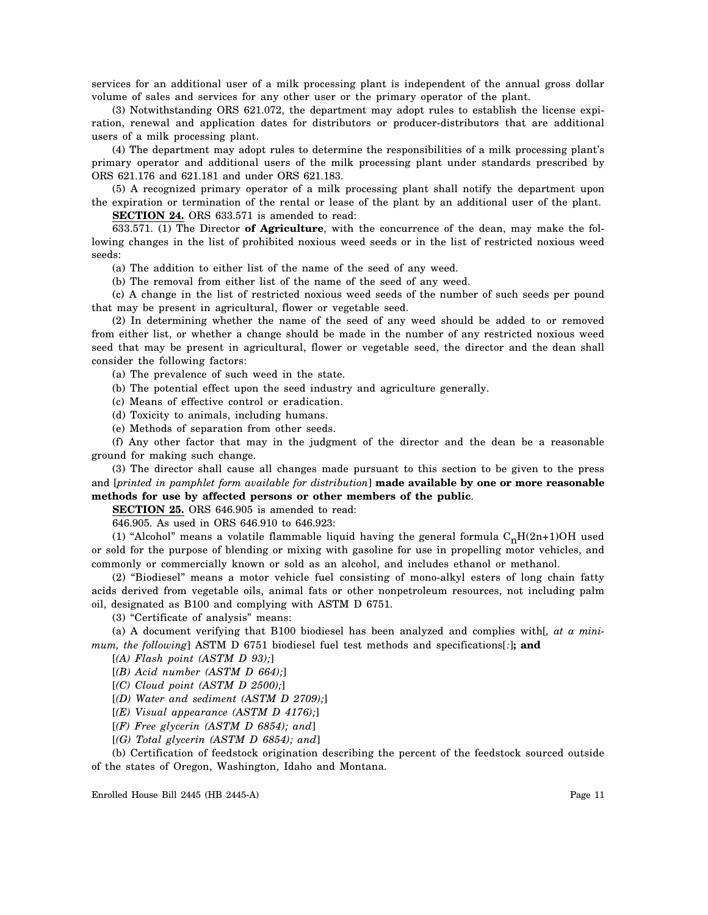services for an additional user of a milk processing plant is independent of the annual gross dollar volume of sales and services for any other user or the primary operator of the plant.

(3) Notwithstanding ORS 621.072, the department may adopt rules to establish the license expiration, renewal and application dates for distributors or producer-distributors that are additional users of a milk processing plant.

(4) The department may adopt rules to determine the responsibilities of a milk processing plant's primary operator and additional users of the milk processing plant under standards prescribed by ORS 621.176 and 621.181 and under ORS 621.183.

(5) A recognized primary operator of a milk processing plant shall notify the department upon the expiration or termination of the rental or lease of the plant by an additional user of the plant.

**SECTION 24.** ORS 633.571 is amended to read:

633.571. (1) The Director **of Agriculture**, with the concurrence of the dean, may make the following changes in the list of prohibited noxious weed seeds or in the list of restricted noxious weed seeds:

(a) The addition to either list of the name of the seed of any weed.

(b) The removal from either list of the name of the seed of any weed.

(c) A change in the list of restricted noxious weed seeds of the number of such seeds per pound that may be present in agricultural, flower or vegetable seed.

(2) In determining whether the name of the seed of any weed should be added to or removed from either list, or whether a change should be made in the number of any restricted noxious weed seed that may be present in agricultural, flower or vegetable seed, the director and the dean shall consider the following factors:

(a) The prevalence of such weed in the state.

(b) The potential effect upon the seed industry and agriculture generally.

(c) Means of effective control or eradication.

(d) Toxicity to animals, including humans.

(e) Methods of separation from other seeds.

(f) Any other factor that may in the judgment of the director and the dean be a reasonable ground for making such change.

(3) The director shall cause all changes made pursuant to this section to be given to the press and [*printed in pamphlet form available for distribution*] **made available by one or more reasonable methods for use by affected persons or other members of the public**.

**SECTION 25.** ORS 646.905 is amended to read:

646.905. As used in ORS 646.910 to 646.923:

(1) "Alcohol" means a volatile flammable liquid having the general formula $C_nH(2n+1)OH$ used or sold for the purpose of blending or mixing with gasoline for use in propelling motor vehicles, and commonly or commercially known or sold as an alcohol, and includes ethanol or methanol.

(2) "Biodiesel" means a motor vehicle fuel consisting of mono-alkyl esters of long chain fatty acids derived from vegetable oils, animal fats or other nonpetroleum resources, not including palm oil, designated as B100 and complying with ASTM D 6751.

(3) "Certificate of analysis" means:

(a) A document verifying that B100 biodiesel has been analyzed and complies with[*, at a minimum, the following*] ASTM D 6751 biodiesel fuel test methods and specifications[*:*]**; and**

[*(A) Flash point (ASTM D 93);*]

[*(B) Acid number (ASTM D 664);*]

[*(C) Cloud point (ASTM D 2500);*]

[*(D) Water and sediment (ASTM D 2709);*]

[*(E) Visual appearance (ASTM D 4176);*]

[*(F) Free glycerin (ASTM D 6854); and*]

[*(G) Total glycerin (ASTM D 6854); and*]

(b) Certification of feedstock origination describing the percent of the feedstock sourced outside of the states of Oregon, Washington, Idaho and Montana.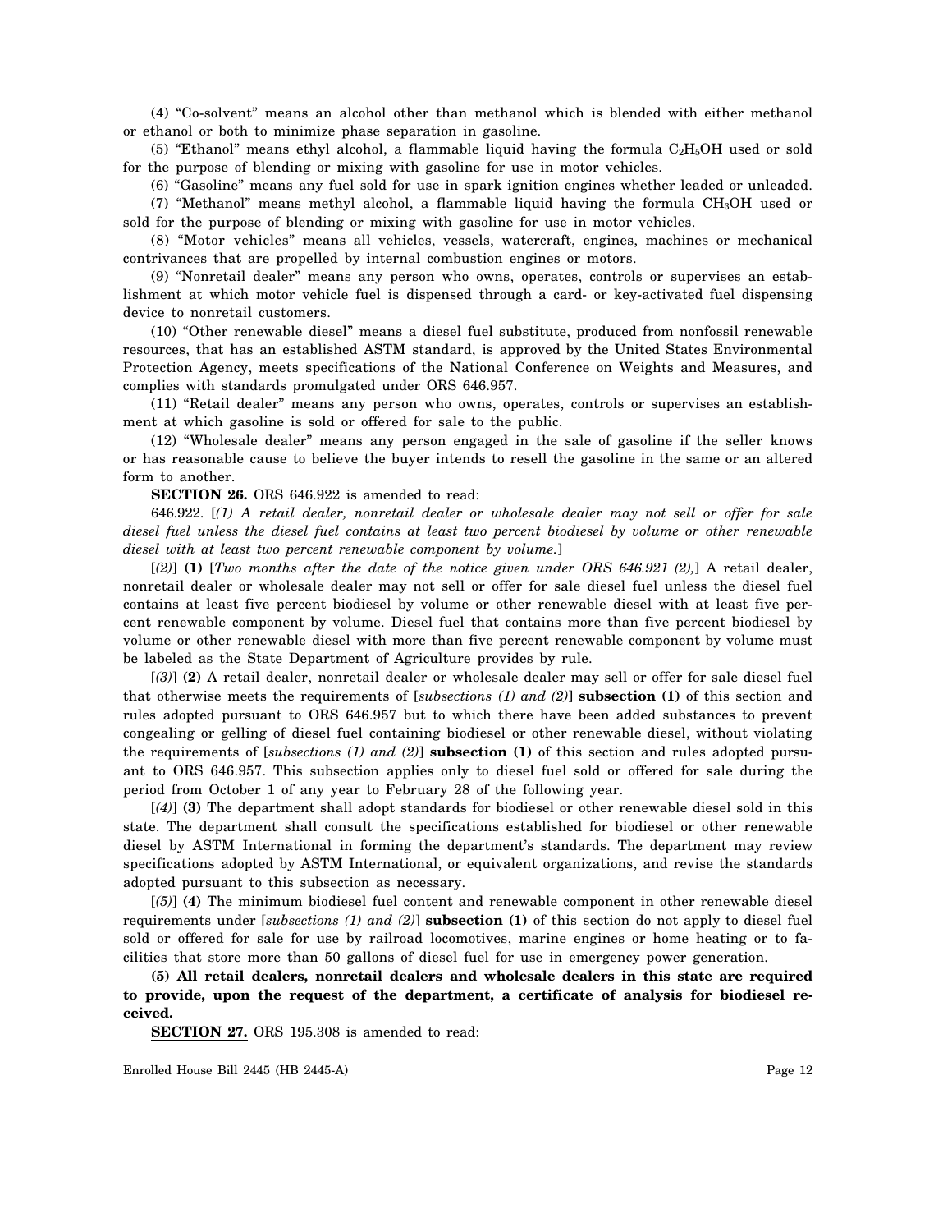(4) "Co-solvent" means an alcohol other than methanol which is blended with either methanol or ethanol or both to minimize phase separation in gasoline.

(5) "Ethanol" means ethyl alcohol, a flammable liquid having the formula $C_2H_5OH$ used or sold for the purpose of blending or mixing with gasoline for use in motor vehicles.

(6) "Gasoline" means any fuel sold for use in spark ignition engines whether leaded or unleaded.

(7) "Methanol" means methyl alcohol, a flammable liquid having the formula $CH_3OH$ used or sold for the purpose of blending or mixing with gasoline for use in motor vehicles.

(8) "Motor vehicles" means all vehicles, vessels, watercraft, engines, machines or mechanical contrivances that are propelled by internal combustion engines or motors.

(9) "Nonretail dealer" means any person who owns, operates, controls or supervises an establishment at which motor vehicle fuel is dispensed through a card- or key-activated fuel dispensing device to nonretail customers.

(10) "Other renewable diesel" means a diesel fuel substitute, produced from nonfossil renewable resources, that has an established ASTM standard, is approved by the United States Environmental Protection Agency, meets specifications of the National Conference on Weights and Measures, and complies with standards promulgated under ORS 646.957.

(11) "Retail dealer" means any person who owns, operates, controls or supervises an establishment at which gasoline is sold or offered for sale to the public.

(12) "Wholesale dealer" means any person engaged in the sale of gasoline if the seller knows or has reasonable cause to believe the buyer intends to resell the gasoline in the same or an altered form to another.

**SECTION 26.** ORS 646.922 is amended to read:

646.922. [*(1) A retail dealer, nonretail dealer or wholesale dealer may not sell or offer for sale diesel fuel unless the diesel fuel contains at least two percent biodiesel by volume or other renewable diesel with at least two percent renewable component by volume.*]

[*(2)*] **(1)** [*Two months after the date of the notice given under ORS 646.921 (2),*] A retail dealer, nonretail dealer or wholesale dealer may not sell or offer for sale diesel fuel unless the diesel fuel contains at least five percent biodiesel by volume or other renewable diesel with at least five percent renewable component by volume. Diesel fuel that contains more than five percent biodiesel by volume or other renewable diesel with more than five percent renewable component by volume must be labeled as the State Department of Agriculture provides by rule.

[*(3)*] **(2)** A retail dealer, nonretail dealer or wholesale dealer may sell or offer for sale diesel fuel that otherwise meets the requirements of [*subsections (1) and (2)*] **subsection (1)** of this section and rules adopted pursuant to ORS 646.957 but to which there have been added substances to prevent congealing or gelling of diesel fuel containing biodiesel or other renewable diesel, without violating the requirements of [*subsections (1) and (2)*] **subsection (1)** of this section and rules adopted pursuant to ORS 646.957. This subsection applies only to diesel fuel sold or offered for sale during the period from October 1 of any year to February 28 of the following year.

[*(4)*] **(3)** The department shall adopt standards for biodiesel or other renewable diesel sold in this state. The department shall consult the specifications established for biodiesel or other renewable diesel by ASTM International in forming the department's standards. The department may review specifications adopted by ASTM International, or equivalent organizations, and revise the standards adopted pursuant to this subsection as necessary.

[*(5)*] **(4)** The minimum biodiesel fuel content and renewable component in other renewable diesel requirements under [*subsections (1) and (2)*] **subsection (1)** of this section do not apply to diesel fuel sold or offered for sale for use by railroad locomotives, marine engines or home heating or to facilities that store more than 50 gallons of diesel fuel for use in emergency power generation.

**(5) All retail dealers, nonretail dealers and wholesale dealers in this state are required to provide, upon the request of the department, a certificate of analysis for biodiesel received.**

**SECTION 27.** ORS 195.308 is amended to read: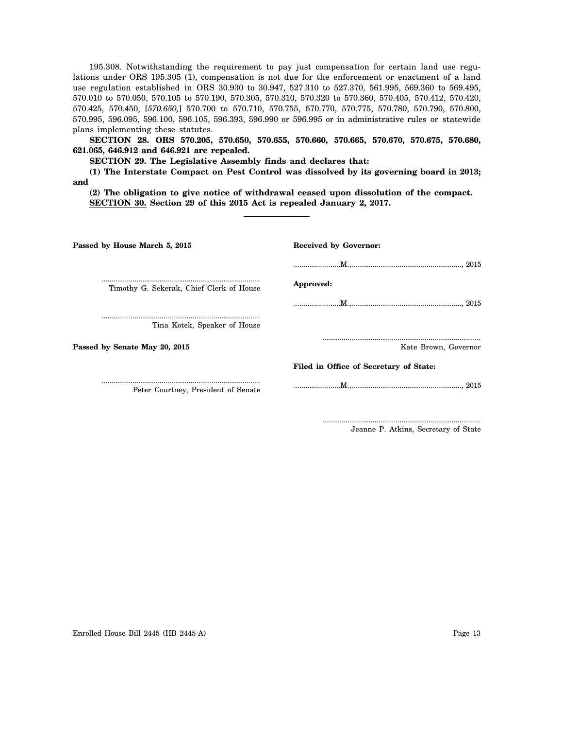195.308. Notwithstanding the requirement to pay just compensation for certain land use regulations under ORS 195.305 (1), compensation is not due for the enforcement or enactment of a land use regulation established in ORS 30.930 to 30.947, 527.310 to 527.370, 561.995, 569.360 to 569.495, 570.010 to 570.050, 570.105 to 570.190, 570.305, 570.310, 570.320 to 570.360, 570.405, 570.412, 570.420, 570.425, 570.450, [*570.650,*] 570.700 to 570.710, 570.755, 570.770, 570.775, 570.780, 570.790, 570.800, 570.995, 596.095, 596.100, 596.105, 596.393, 596.990 or 596.995 or in administrative rules or statewide plans implementing these statutes.

**SECTION 28. ORS 570.205, 570.650, 570.655, 570.660, 570.665, 570.670, 570.675, 570.680, 621.065, 646.912 and 646.921 are repealed.**

**SECTION 29. The Legislative Assembly finds and declares that:**

**(1) The Interstate Compact on Pest Control was dissolved by its governing board in 2013; and**

**(2) The obligation to give notice of withdrawal ceased upon dissolution of the compact.**

**SECTION 30. Section 29 of this 2015 Act is repealed January 2, 2017.**

---

**Passed by House March 5, 2015**

..................................................................................
Timothy G. Sekerak, Chief Clerk of House

..................................................................................
Tina Kotek, Speaker of House

**Passed by Senate May 20, 2015**

..................................................................................
Peter Courtney, President of Senate

**Received by Governor:**

........................M.,........................................................., 2015

**Approved:**

........................M.,........................................................., 2015

..................................................................................
Kate Brown, Governor

**Filed in Office of Secretary of State:**

........................M.,........................................................., 2015

..................................................................................
Jeanne P. Atkins, Secretary of State